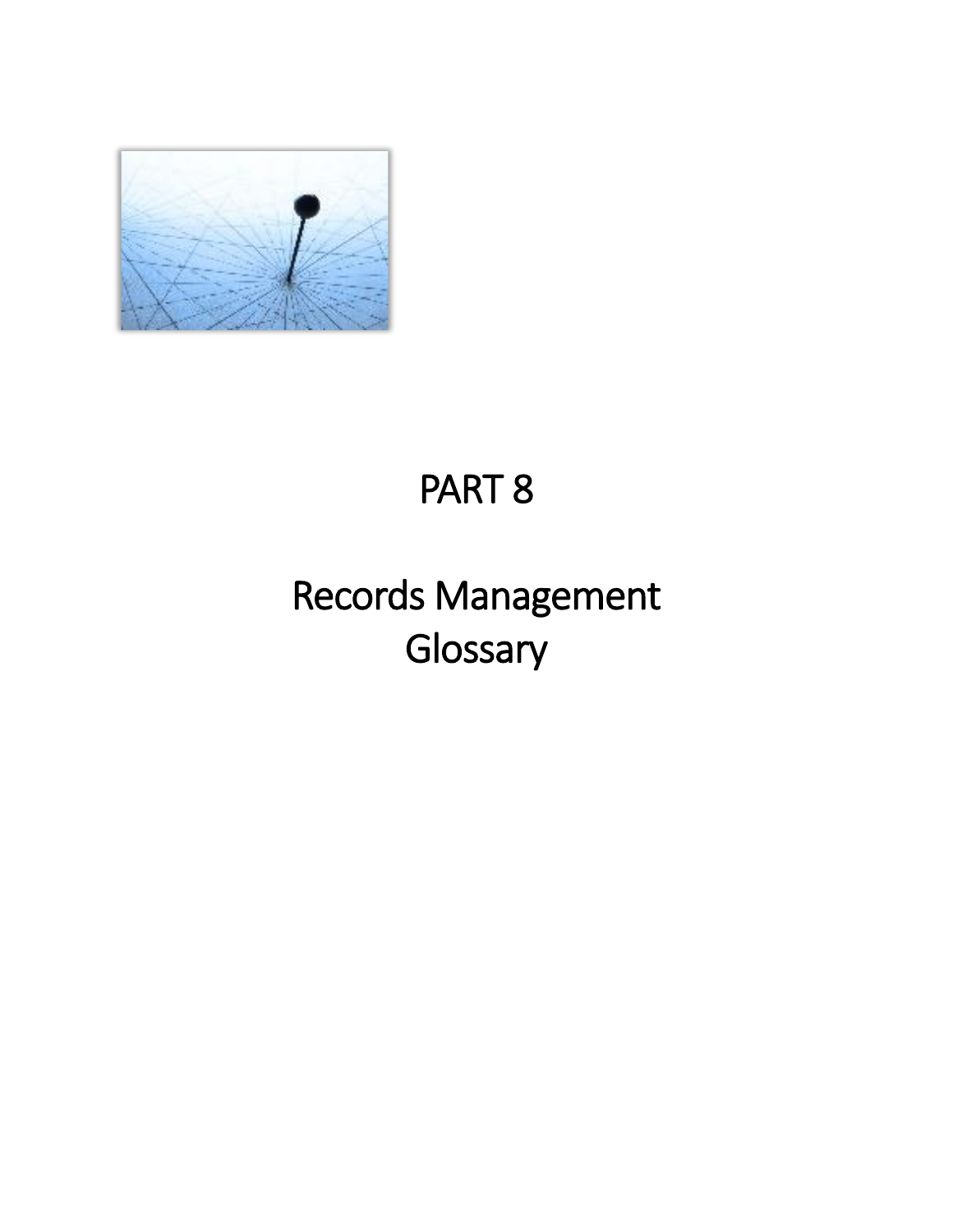# PART 8

# Records Management Glossary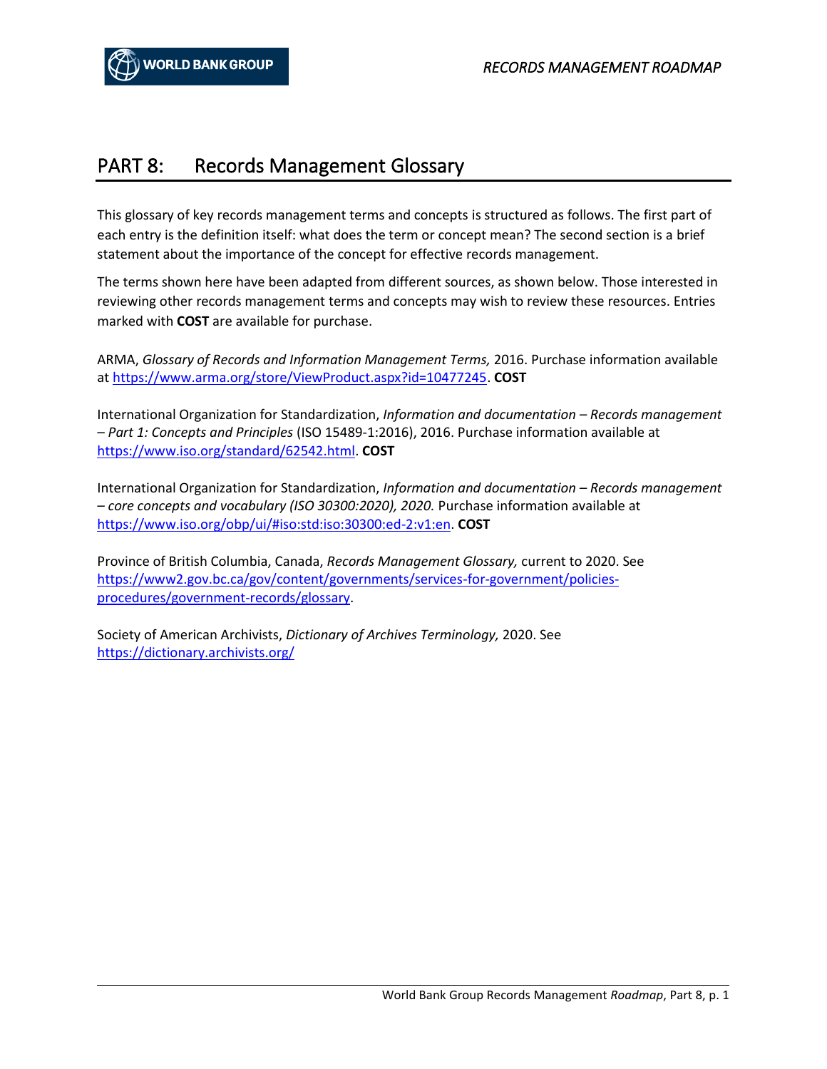# PART 8: Records Management Glossary

This glossary of key records management terms and concepts is structured as follows. The first part of each entry is the definition itself: what does the term or concept mean? The second section is a brief statement about the importance of the concept for effective records management.

The terms shown here have been adapted from different sources, as shown below. Those interested in reviewing other records management terms and concepts may wish to review these resources. Entries marked with **COST** are available for purchase.

ARMA, *Glossary of Records and Information Management Terms,* 2016. Purchase information available at https://www.arma.org/store/ViewProduct.aspx?id=10477245. **COST**

International Organization for Standardization, *Information and documentation – Records management – Part 1: Concepts and Principles* (ISO 15489-1:2016), 2016. Purchase information available at https://www.iso.org/standard/62542.html. **COST**

International Organization for Standardization, *Information and documentation – Records management – core concepts and vocabulary (ISO 30300:2020), 2020.* Purchase information available at https://www.iso.org/obp/ui/#iso:std:iso:30300:ed-2:v1:en. **COST**

Province of British Columbia, Canada, *Records Management Glossary,* current to 2020. See https://www2.gov.bc.ca/gov/content/governments/services-for-government/policies-procedures/government-records/glossary.

Society of American Archivists, *Dictionary of Archives Terminology,* 2020. See https://dictionary.archivists.org/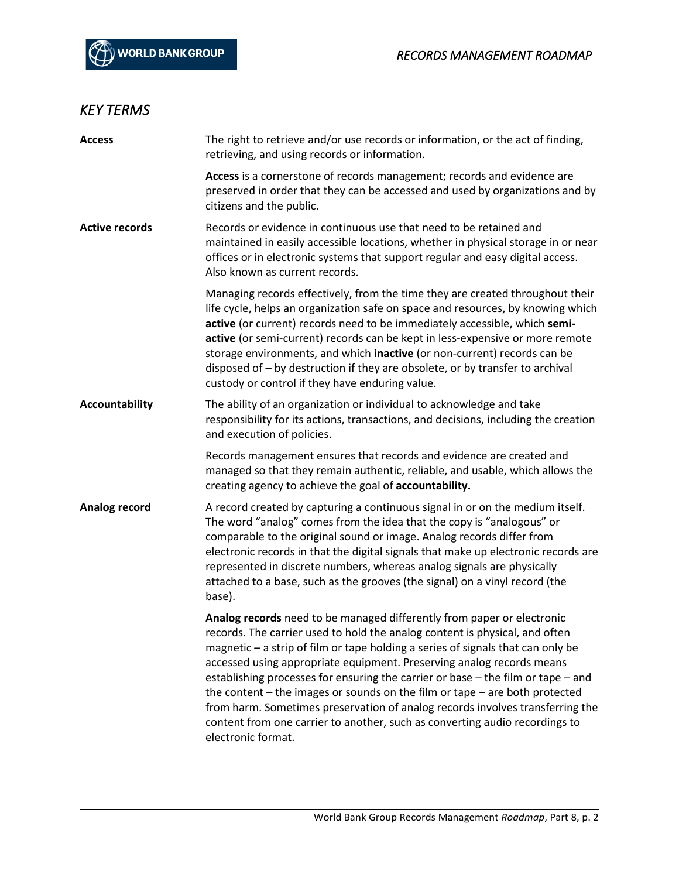## *KEY TERMS*

**Access**

The right to retrieve and/or use records or information, or the act of finding, retrieving, and using records or information.

**Access** is a cornerstone of records management; records and evidence are preserved in order that they can be accessed and used by organizations and by citizens and the public.

**Active records**

Records or evidence in continuous use that need to be retained and maintained in easily accessible locations, whether in physical storage in or near offices or in electronic systems that support regular and easy digital access. Also known as current records.

Managing records effectively, from the time they are created throughout their life cycle, helps an organization safe on space and resources, by knowing which **active** (or current) records need to be immediately accessible, which **semi-active** (or semi-current) records can be kept in less-expensive or more remote storage environments, and which **inactive** (or non-current) records can be disposed of – by destruction if they are obsolete, or by transfer to archival custody or control if they have enduring value.

**Accountability**

The ability of an organization or individual to acknowledge and take responsibility for its actions, transactions, and decisions, including the creation and execution of policies.

Records management ensures that records and evidence are created and managed so that they remain authentic, reliable, and usable, which allows the creating agency to achieve the goal of **accountability.**

**Analog record**

A record created by capturing a continuous signal in or on the medium itself. The word "analog" comes from the idea that the copy is "analogous" or comparable to the original sound or image. Analog records differ from electronic records in that the digital signals that make up electronic records are represented in discrete numbers, whereas analog signals are physically attached to a base, such as the grooves (the signal) on a vinyl record (the base).

**Analog records** need to be managed differently from paper or electronic records. The carrier used to hold the analog content is physical, and often magnetic – a strip of film or tape holding a series of signals that can only be accessed using appropriate equipment. Preserving analog records means establishing processes for ensuring the carrier or base – the film or tape – and the content – the images or sounds on the film or tape – are both protected from harm. Sometimes preservation of analog records involves transferring the content from one carrier to another, such as converting audio recordings to electronic format.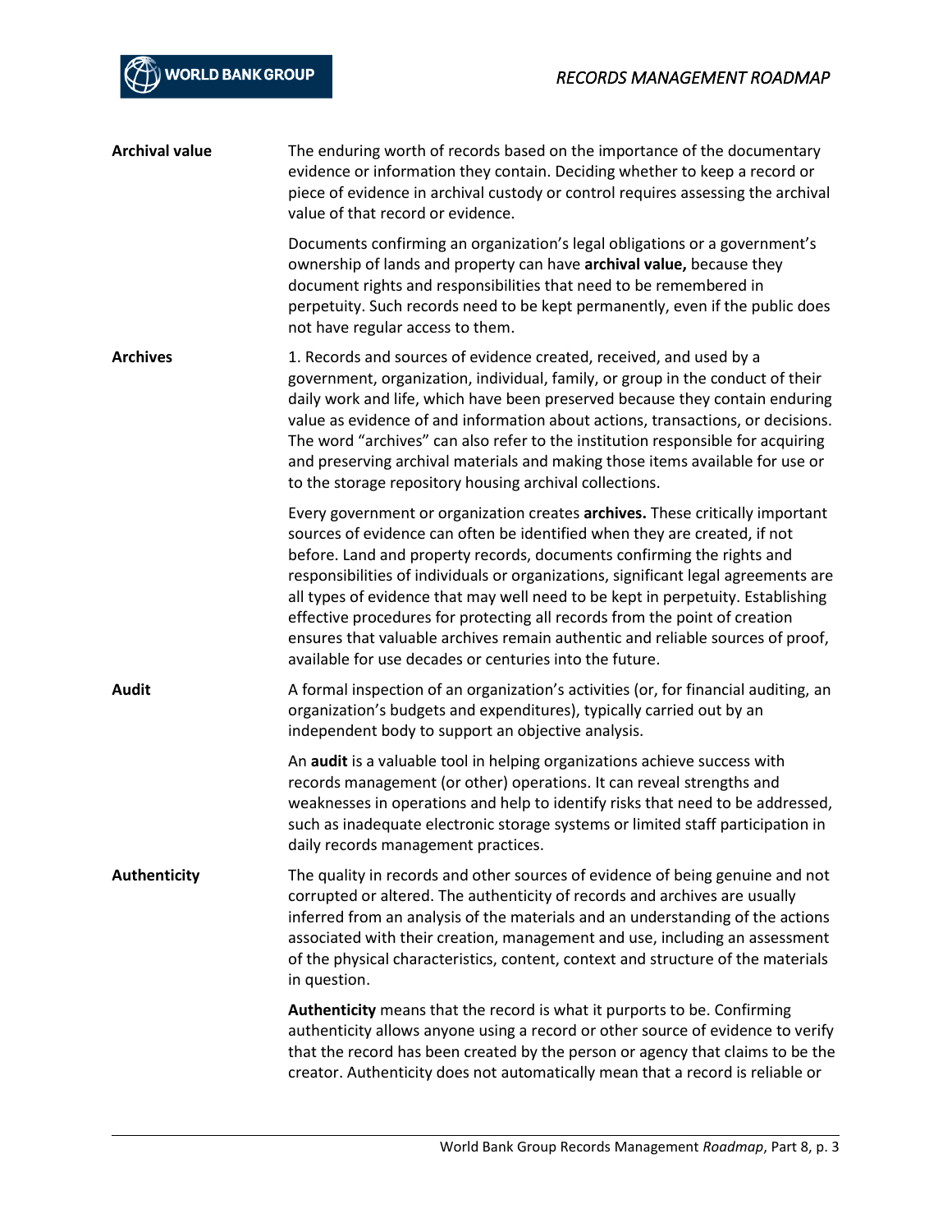| | |
|---|---|
| **Archival value** | The enduring worth of records based on the importance of the documentary evidence or information they contain. Deciding whether to keep a record or piece of evidence in archival custody or control requires assessing the archival value of that record or evidence.<br><br>Documents confirming an organization's legal obligations or a government's ownership of lands and property can have **archival value,** because they document rights and responsibilities that need to be remembered in perpetuity. Such records need to be kept permanently, even if the public does not have regular access to them. |
| **Archives** | 1. Records and sources of evidence created, received, and used by a government, organization, individual, family, or group in the conduct of their daily work and life, which have been preserved because they contain enduring value as evidence of and information about actions, transactions, or decisions. The word "archives" can also refer to the institution responsible for acquiring and preserving archival materials and making those items available for use or to the storage repository housing archival collections.<br><br>Every government or organization creates **archives.** These critically important sources of evidence can often be identified when they are created, if not before. Land and property records, documents confirming the rights and responsibilities of individuals or organizations, significant legal agreements are all types of evidence that may well need to be kept in perpetuity. Establishing effective procedures for protecting all records from the point of creation ensures that valuable archives remain authentic and reliable sources of proof, available for use decades or centuries into the future. |
| **Audit** | A formal inspection of an organization's activities (or, for financial auditing, an organization's budgets and expenditures), typically carried out by an independent body to support an objective analysis.<br><br>An **audit** is a valuable tool in helping organizations achieve success with records management (or other) operations. It can reveal strengths and weaknesses in operations and help to identify risks that need to be addressed, such as inadequate electronic storage systems or limited staff participation in daily records management practices. |
| **Authenticity** | The quality in records and other sources of evidence of being genuine and not corrupted or altered. The authenticity of records and archives are usually inferred from an analysis of the materials and an understanding of the actions associated with their creation, management and use, including an assessment of the physical characteristics, content, context and structure of the materials in question.<br><br>**Authenticity** means that the record is what it purports to be. Confirming authenticity allows anyone using a record or other source of evidence to verify that the record has been created by the person or agency that claims to be the creator. Authenticity does not automatically mean that a record is reliable or |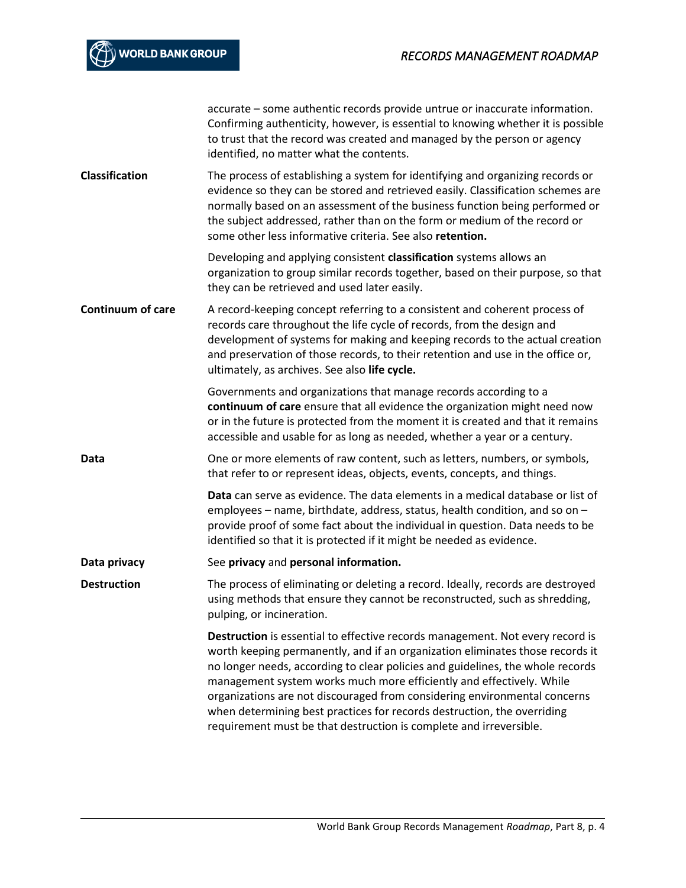accurate – some authentic records provide untrue or inaccurate information. Confirming authenticity, however, is essential to knowing whether it is possible to trust that the record was created and managed by the person or agency identified, no matter what the contents.

| | |
|---|---|
| **Classification** | The process of establishing a system for identifying and organizing records or evidence so they can be stored and retrieved easily. Classification schemes are normally based on an assessment of the business function being performed or the subject addressed, rather than on the form or medium of the record or some other less informative criteria. See also **retention.** |
| | Developing and applying consistent **classification** systems allows an organization to group similar records together, based on their purpose, so that they can be retrieved and used later easily. |
| **Continuum of care** | A record-keeping concept referring to a consistent and coherent process of records care throughout the life cycle of records, from the design and development of systems for making and keeping records to the actual creation and preservation of those records, to their retention and use in the office or, ultimately, as archives. See also **life cycle.** |
| | Governments and organizations that manage records according to a **continuum of care** ensure that all evidence the organization might need now or in the future is protected from the moment it is created and that it remains accessible and usable for as long as needed, whether a year or a century. |
| **Data** | One or more elements of raw content, such as letters, numbers, or symbols, that refer to or represent ideas, objects, events, concepts, and things. |
| | **Data** can serve as evidence. The data elements in a medical database or list of employees – name, birthdate, address, status, health condition, and so on – provide proof of some fact about the individual in question. Data needs to be identified so that it is protected if it might be needed as evidence. |
| **Data privacy** | See **privacy** and **personal information.** |
| **Destruction** | The process of eliminating or deleting a record. Ideally, records are destroyed using methods that ensure they cannot be reconstructed, such as shredding, pulping, or incineration. |
| | **Destruction** is essential to effective records management. Not every record is worth keeping permanently, and if an organization eliminates those records it no longer needs, according to clear policies and guidelines, the whole records management system works much more efficiently and effectively. While organizations are not discouraged from considering environmental concerns when determining best practices for records destruction, the overriding requirement must be that destruction is complete and irreversible. |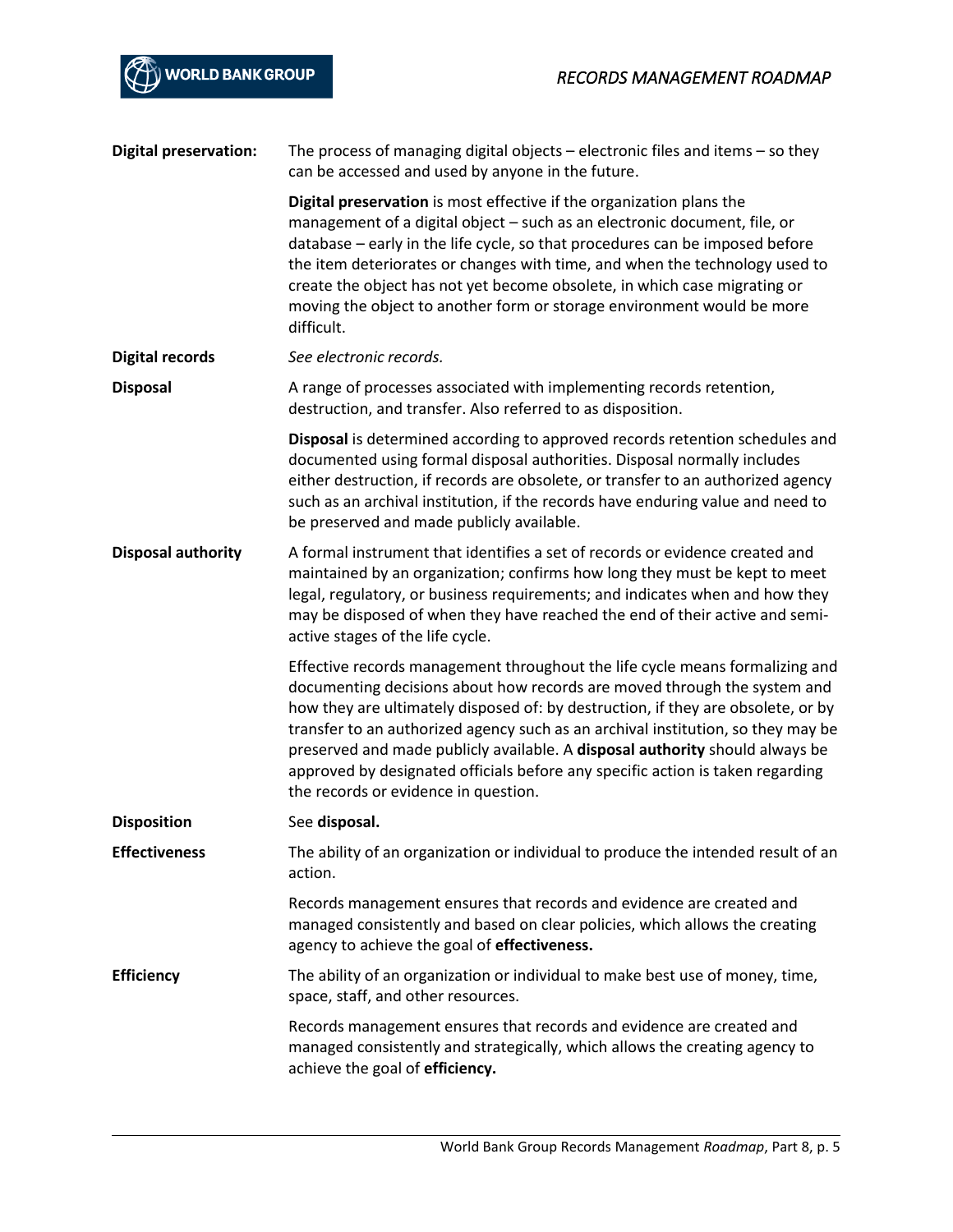**Digital preservation:** The process of managing digital objects – electronic files and items – so they can be accessed and used by anyone in the future.

**Digital preservation** is most effective if the organization plans the management of a digital object – such as an electronic document, file, or database – early in the life cycle, so that procedures can be imposed before the item deteriorates or changes with time, and when the technology used to create the object has not yet become obsolete, in which case migrating or moving the object to another form or storage environment would be more difficult.

**Digital records** *See electronic records.*

**Disposal** A range of processes associated with implementing records retention, destruction, and transfer. Also referred to as disposition.

**Disposal** is determined according to approved records retention schedules and documented using formal disposal authorities. Disposal normally includes either destruction, if records are obsolete, or transfer to an authorized agency such as an archival institution, if the records have enduring value and need to be preserved and made publicly available.

**Disposal authority** A formal instrument that identifies a set of records or evidence created and maintained by an organization; confirms how long they must be kept to meet legal, regulatory, or business requirements; and indicates when and how they may be disposed of when they have reached the end of their active and semi-active stages of the life cycle.

Effective records management throughout the life cycle means formalizing and documenting decisions about how records are moved through the system and how they are ultimately disposed of: by destruction, if they are obsolete, or by transfer to an authorized agency such as an archival institution, so they may be preserved and made publicly available. A **disposal authority** should always be approved by designated officials before any specific action is taken regarding the records or evidence in question.

**Disposition** See **disposal.**

**Effectiveness** The ability of an organization or individual to produce the intended result of an action.

Records management ensures that records and evidence are created and managed consistently and based on clear policies, which allows the creating agency to achieve the goal of **effectiveness.**

**Efficiency** The ability of an organization or individual to make best use of money, time, space, staff, and other resources.

Records management ensures that records and evidence are created and managed consistently and strategically, which allows the creating agency to achieve the goal of **efficiency.**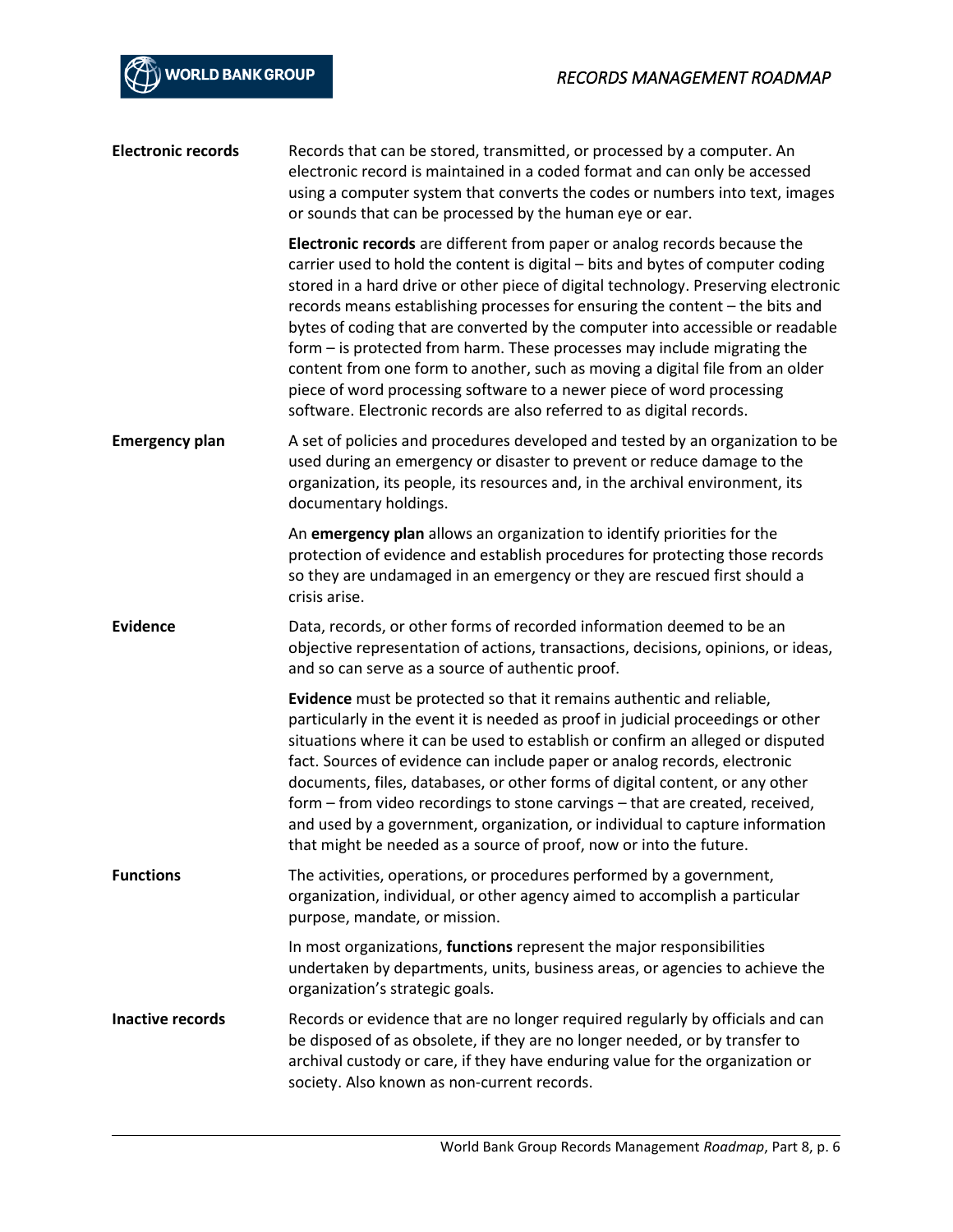**Electronic records** Records that can be stored, transmitted, or processed by a computer. An electronic record is maintained in a coded format and can only be accessed using a computer system that converts the codes or numbers into text, images or sounds that can be processed by the human eye or ear.

**Electronic records** are different from paper or analog records because the carrier used to hold the content is digital – bits and bytes of computer coding stored in a hard drive or other piece of digital technology. Preserving electronic records means establishing processes for ensuring the content – the bits and bytes of coding that are converted by the computer into accessible or readable form – is protected from harm. These processes may include migrating the content from one form to another, such as moving a digital file from an older piece of word processing software to a newer piece of word processing software. Electronic records are also referred to as digital records.

**Emergency plan** A set of policies and procedures developed and tested by an organization to be used during an emergency or disaster to prevent or reduce damage to the organization, its people, its resources and, in the archival environment, its documentary holdings.

An **emergency plan** allows an organization to identify priorities for the protection of evidence and establish procedures for protecting those records so they are undamaged in an emergency or they are rescued first should a crisis arise.

**Evidence** Data, records, or other forms of recorded information deemed to be an objective representation of actions, transactions, decisions, opinions, or ideas, and so can serve as a source of authentic proof.

**Evidence** must be protected so that it remains authentic and reliable, particularly in the event it is needed as proof in judicial proceedings or other situations where it can be used to establish or confirm an alleged or disputed fact. Sources of evidence can include paper or analog records, electronic documents, files, databases, or other forms of digital content, or any other form – from video recordings to stone carvings – that are created, received, and used by a government, organization, or individual to capture information that might be needed as a source of proof, now or into the future.

**Functions** The activities, operations, or procedures performed by a government, organization, individual, or other agency aimed to accomplish a particular purpose, mandate, or mission.

In most organizations, **functions** represent the major responsibilities undertaken by departments, units, business areas, or agencies to achieve the organization's strategic goals.

**Inactive records** Records or evidence that are no longer required regularly by officials and can be disposed of as obsolete, if they are no longer needed, or by transfer to archival custody or care, if they have enduring value for the organization or society. Also known as non-current records.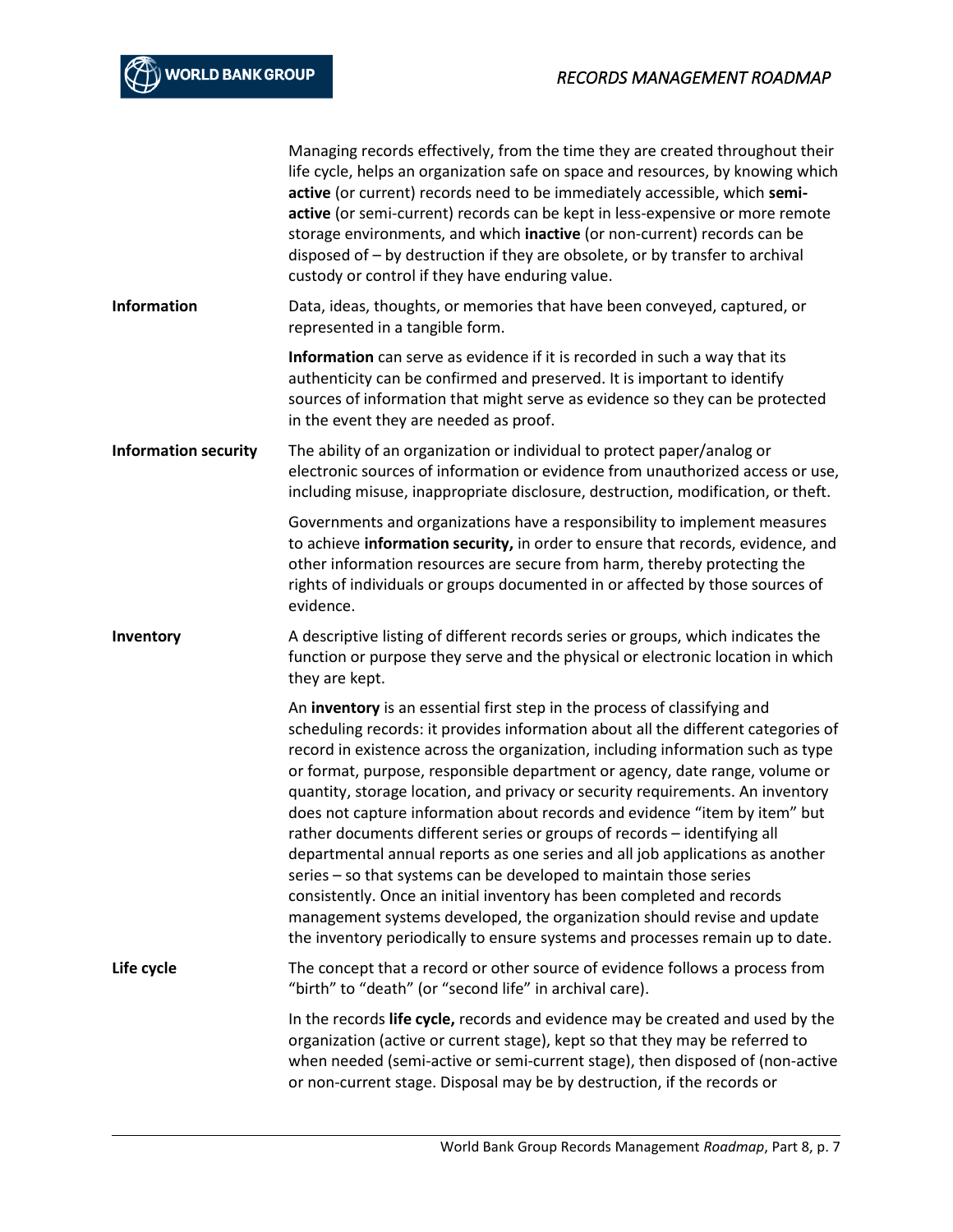Managing records effectively, from the time they are created throughout their life cycle, helps an organization safe on space and resources, by knowing which **active** (or current) records need to be immediately accessible, which **semi-active** (or semi-current) records can be kept in less-expensive or more remote storage environments, and which **inactive** (or non-current) records can be disposed of – by destruction if they are obsolete, or by transfer to archival custody or control if they have enduring value.

**Information** — Data, ideas, thoughts, or memories that have been conveyed, captured, or represented in a tangible form.

**Information** can serve as evidence if it is recorded in such a way that its authenticity can be confirmed and preserved. It is important to identify sources of information that might serve as evidence so they can be protected in the event they are needed as proof.

**Information security** — The ability of an organization or individual to protect paper/analog or electronic sources of information or evidence from unauthorized access or use, including misuse, inappropriate disclosure, destruction, modification, or theft.

Governments and organizations have a responsibility to implement measures to achieve **information security,** in order to ensure that records, evidence, and other information resources are secure from harm, thereby protecting the rights of individuals or groups documented in or affected by those sources of evidence.

**Inventory** — A descriptive listing of different records series or groups, which indicates the function or purpose they serve and the physical or electronic location in which they are kept.

An **inventory** is an essential first step in the process of classifying and scheduling records: it provides information about all the different categories of record in existence across the organization, including information such as type or format, purpose, responsible department or agency, date range, volume or quantity, storage location, and privacy or security requirements. An inventory does not capture information about records and evidence "item by item" but rather documents different series or groups of records – identifying all departmental annual reports as one series and all job applications as another series – so that systems can be developed to maintain those series consistently. Once an initial inventory has been completed and records management systems developed, the organization should revise and update the inventory periodically to ensure systems and processes remain up to date.

**Life cycle** — The concept that a record or other source of evidence follows a process from "birth" to "death" (or "second life" in archival care).

In the records **life cycle,** records and evidence may be created and used by the organization (active or current stage), kept so that they may be referred to when needed (semi-active or semi-current stage), then disposed of (non-active or non-current stage. Disposal may be by destruction, if the records or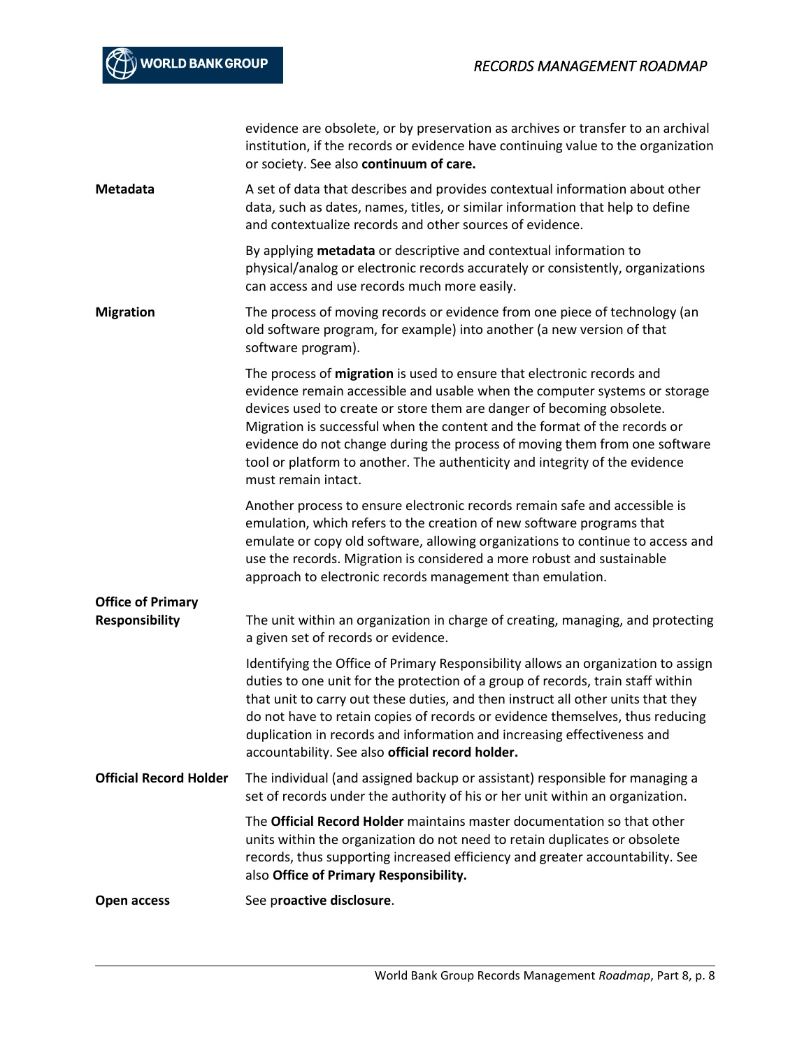| | |
|---|---|
| | evidence are obsolete, or by preservation as archives or transfer to an archival institution, if the records or evidence have continuing value to the organization or society. See also **continuum of care.** |
| **Metadata** | A set of data that describes and provides contextual information about other data, such as dates, names, titles, or similar information that help to define and contextualize records and other sources of evidence.<br><br>By applying **metadata** or descriptive and contextual information to physical/analog or electronic records accurately or consistently, organizations can access and use records much more easily. |
| **Migration** | The process of moving records or evidence from one piece of technology (an old software program, for example) into another (a new version of that software program).<br><br>The process of **migration** is used to ensure that electronic records and evidence remain accessible and usable when the computer systems or storage devices used to create or store them are danger of becoming obsolete. Migration is successful when the content and the format of the records or evidence do not change during the process of moving them from one software tool or platform to another. The authenticity and integrity of the evidence must remain intact.<br><br>Another process to ensure electronic records remain safe and accessible is emulation, which refers to the creation of new software programs that emulate or copy old software, allowing organizations to continue to access and use the records. Migration is considered a more robust and sustainable approach to electronic records management than emulation. |
| **Office of Primary Responsibility** | The unit within an organization in charge of creating, managing, and protecting a given set of records or evidence.<br><br>Identifying the Office of Primary Responsibility allows an organization to assign duties to one unit for the protection of a group of records, train staff within that unit to carry out these duties, and then instruct all other units that they do not have to retain copies of records or evidence themselves, thus reducing duplication in records and information and increasing effectiveness and accountability. See also **official record holder.** |
| **Official Record Holder** | The individual (and assigned backup or assistant) responsible for managing a set of records under the authority of his or her unit within an organization.<br><br>The **Official Record Holder** maintains master documentation so that other units within the organization do not need to retain duplicates or obsolete records, thus supporting increased efficiency and greater accountability. See also **Office of Primary Responsibility.** |
| **Open access** | See p**roactive disclosure**. |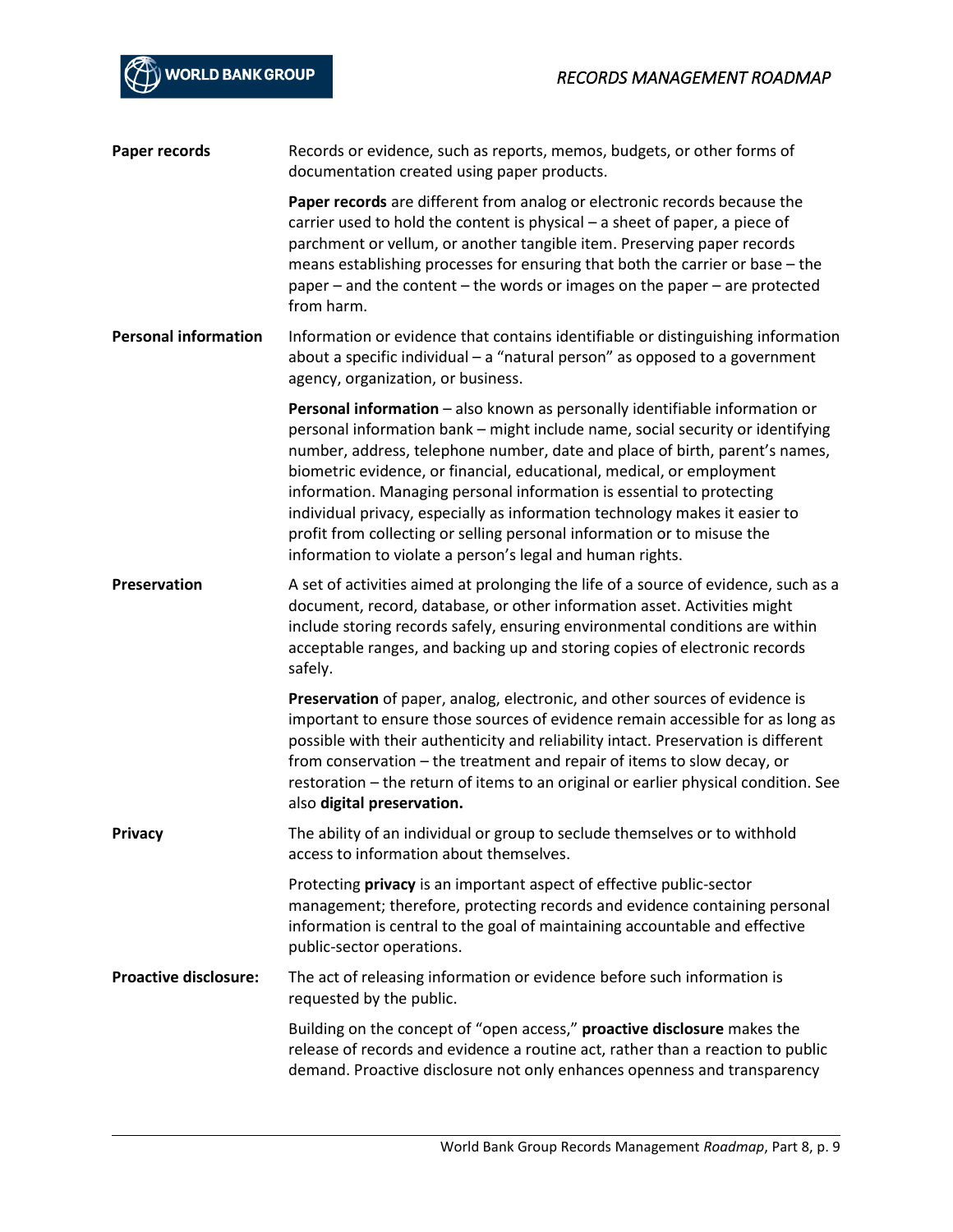**Paper records**

Records or evidence, such as reports, memos, budgets, or other forms of documentation created using paper products.

**Paper records** are different from analog or electronic records because the carrier used to hold the content is physical – a sheet of paper, a piece of parchment or vellum, or another tangible item. Preserving paper records means establishing processes for ensuring that both the carrier or base – the paper – and the content – the words or images on the paper – are protected from harm.

**Personal information**

Information or evidence that contains identifiable or distinguishing information about a specific individual – a "natural person" as opposed to a government agency, organization, or business.

**Personal information** – also known as personally identifiable information or personal information bank – might include name, social security or identifying number, address, telephone number, date and place of birth, parent's names, biometric evidence, or financial, educational, medical, or employment information. Managing personal information is essential to protecting individual privacy, especially as information technology makes it easier to profit from collecting or selling personal information or to misuse the information to violate a person's legal and human rights.

**Preservation**

A set of activities aimed at prolonging the life of a source of evidence, such as a document, record, database, or other information asset. Activities might include storing records safely, ensuring environmental conditions are within acceptable ranges, and backing up and storing copies of electronic records safely.

**Preservation** of paper, analog, electronic, and other sources of evidence is important to ensure those sources of evidence remain accessible for as long as possible with their authenticity and reliability intact. Preservation is different from conservation – the treatment and repair of items to slow decay, or restoration – the return of items to an original or earlier physical condition. See also **digital preservation.**

**Privacy**

The ability of an individual or group to seclude themselves or to withhold access to information about themselves.

Protecting **privacy** is an important aspect of effective public-sector management; therefore, protecting records and evidence containing personal information is central to the goal of maintaining accountable and effective public-sector operations.

**Proactive disclosure:**

The act of releasing information or evidence before such information is requested by the public.

Building on the concept of "open access," **proactive disclosure** makes the release of records and evidence a routine act, rather than a reaction to public demand. Proactive disclosure not only enhances openness and transparency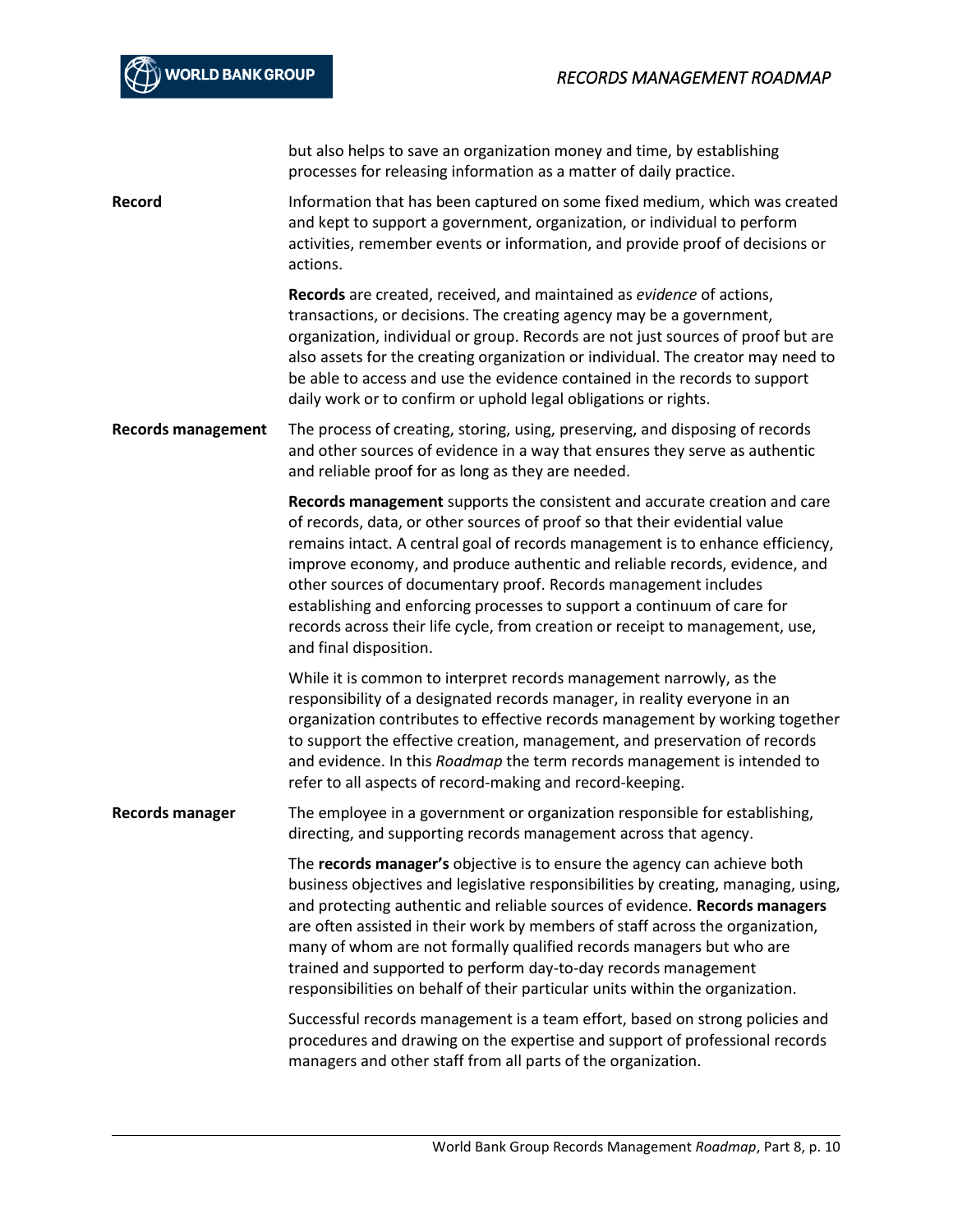but also helps to save an organization money and time, by establishing processes for releasing information as a matter of daily practice.

**Record**

Information that has been captured on some fixed medium, which was created and kept to support a government, organization, or individual to perform activities, remember events or information, and provide proof of decisions or actions.

**Records** are created, received, and maintained as *evidence* of actions, transactions, or decisions. The creating agency may be a government, organization, individual or group. Records are not just sources of proof but are also assets for the creating organization or individual. The creator may need to be able to access and use the evidence contained in the records to support daily work or to confirm or uphold legal obligations or rights.

**Records management**

The process of creating, storing, using, preserving, and disposing of records and other sources of evidence in a way that ensures they serve as authentic and reliable proof for as long as they are needed.

**Records management** supports the consistent and accurate creation and care of records, data, or other sources of proof so that their evidential value remains intact. A central goal of records management is to enhance efficiency, improve economy, and produce authentic and reliable records, evidence, and other sources of documentary proof. Records management includes establishing and enforcing processes to support a continuum of care for records across their life cycle, from creation or receipt to management, use, and final disposition.

While it is common to interpret records management narrowly, as the responsibility of a designated records manager, in reality everyone in an organization contributes to effective records management by working together to support the effective creation, management, and preservation of records and evidence. In this *Roadmap* the term records management is intended to refer to all aspects of record-making and record-keeping.

**Records manager**

The employee in a government or organization responsible for establishing, directing, and supporting records management across that agency.

The **records manager's** objective is to ensure the agency can achieve both business objectives and legislative responsibilities by creating, managing, using, and protecting authentic and reliable sources of evidence. **Records managers** are often assisted in their work by members of staff across the organization, many of whom are not formally qualified records managers but who are trained and supported to perform day-to-day records management responsibilities on behalf of their particular units within the organization.

Successful records management is a team effort, based on strong policies and procedures and drawing on the expertise and support of professional records managers and other staff from all parts of the organization.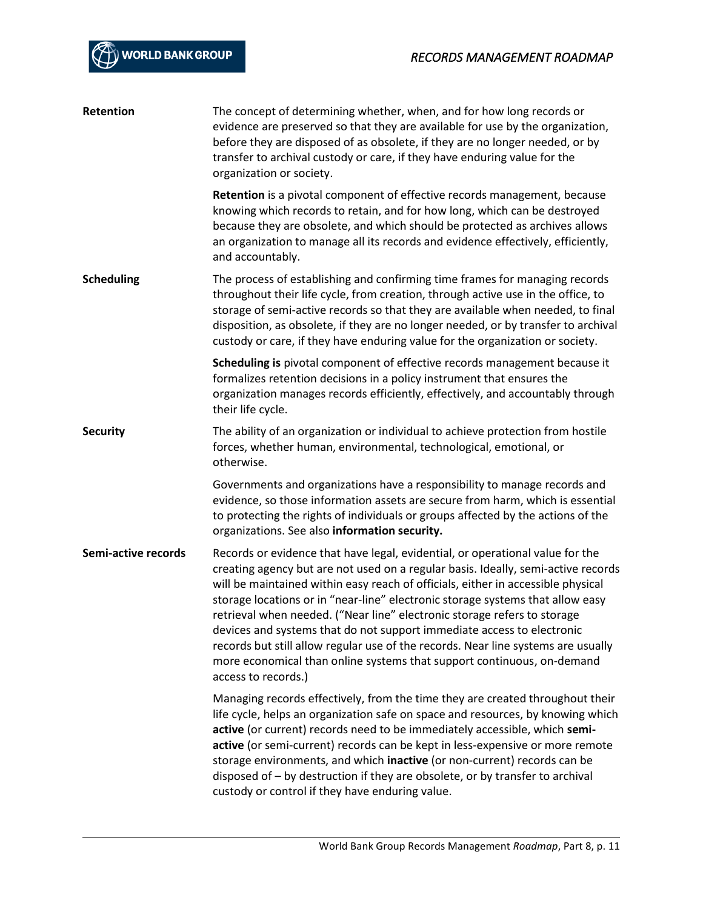**Retention**

The concept of determining whether, when, and for how long records or evidence are preserved so that they are available for use by the organization, before they are disposed of as obsolete, if they are no longer needed, or by transfer to archival custody or care, if they have enduring value for the organization or society.

**Retention** is a pivotal component of effective records management, because knowing which records to retain, and for how long, which can be destroyed because they are obsolete, and which should be protected as archives allows an organization to manage all its records and evidence effectively, efficiently, and accountably.

**Scheduling**

The process of establishing and confirming time frames for managing records throughout their life cycle, from creation, through active use in the office, to storage of semi-active records so that they are available when needed, to final disposition, as obsolete, if they are no longer needed, or by transfer to archival custody or care, if they have enduring value for the organization or society.

**Scheduling is** pivotal component of effective records management because it formalizes retention decisions in a policy instrument that ensures the organization manages records efficiently, effectively, and accountably through their life cycle.

**Security**

The ability of an organization or individual to achieve protection from hostile forces, whether human, environmental, technological, emotional, or otherwise.

Governments and organizations have a responsibility to manage records and evidence, so those information assets are secure from harm, which is essential to protecting the rights of individuals or groups affected by the actions of the organizations. See also **information security.**

**Semi-active records**

Records or evidence that have legal, evidential, or operational value for the creating agency but are not used on a regular basis. Ideally, semi-active records will be maintained within easy reach of officials, either in accessible physical storage locations or in "near-line" electronic storage systems that allow easy retrieval when needed. ("Near line" electronic storage refers to storage devices and systems that do not support immediate access to electronic records but still allow regular use of the records. Near line systems are usually more economical than online systems that support continuous, on-demand access to records.)

Managing records effectively, from the time they are created throughout their life cycle, helps an organization safe on space and resources, by knowing which **active** (or current) records need to be immediately accessible, which **semi-active** (or semi-current) records can be kept in less-expensive or more remote storage environments, and which **inactive** (or non-current) records can be disposed of – by destruction if they are obsolete, or by transfer to archival custody or control if they have enduring value.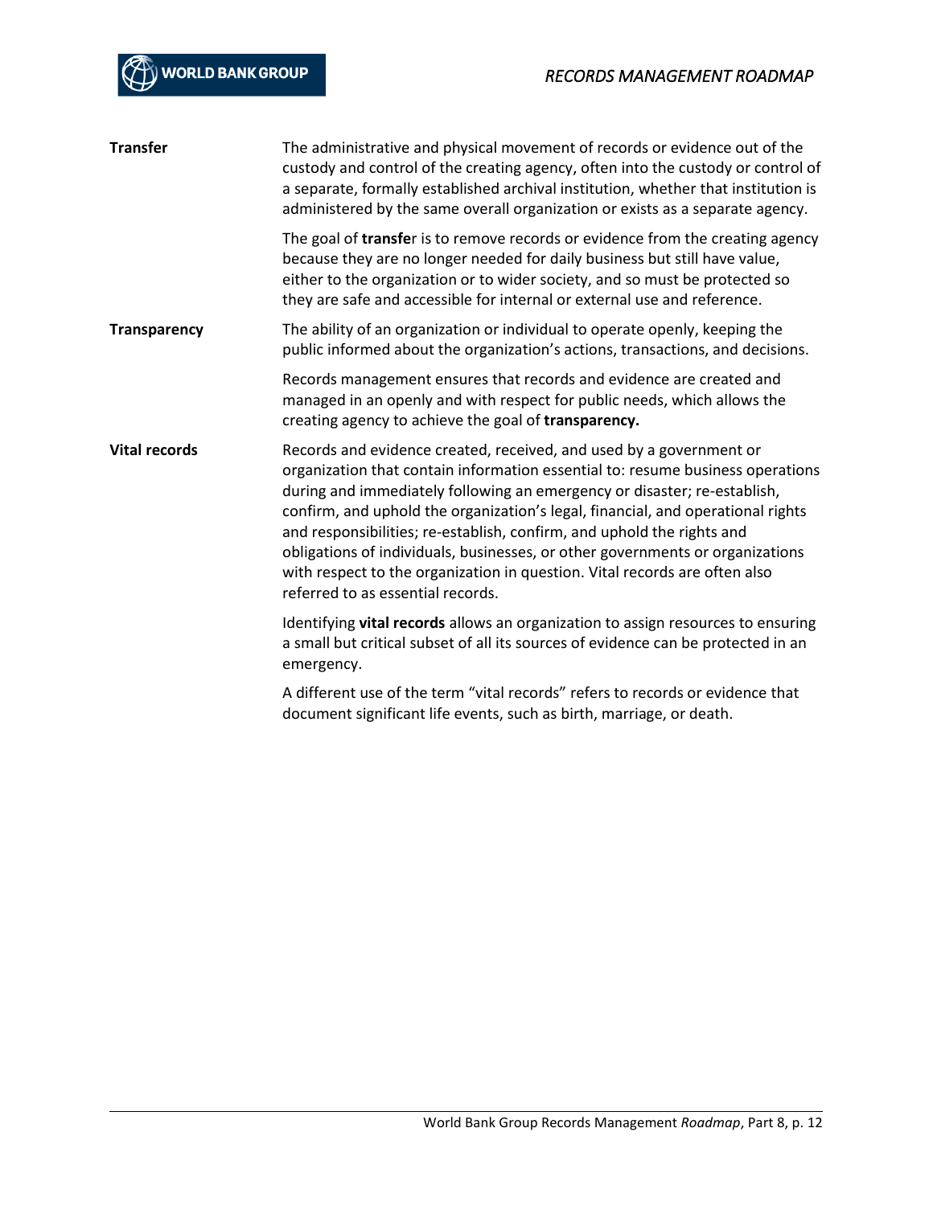| | |
|---|---|
| **Transfer** | The administrative and physical movement of records or evidence out of the custody and control of the creating agency, often into the custody or control of a separate, formally established archival institution, whether that institution is administered by the same overall organization or exists as a separate agency.<br><br>The goal of **transfe**r is to remove records or evidence from the creating agency because they are no longer needed for daily business but still have value, either to the organization or to wider society, and so must be protected so they are safe and accessible for internal or external use and reference. |
| **Transparency** | The ability of an organization or individual to operate openly, keeping the public informed about the organization's actions, transactions, and decisions.<br><br>Records management ensures that records and evidence are created and managed in an openly and with respect for public needs, which allows the creating agency to achieve the goal of **transparency.** |
| **Vital records** | Records and evidence created, received, and used by a government or organization that contain information essential to: resume business operations during and immediately following an emergency or disaster; re-establish, confirm, and uphold the organization's legal, financial, and operational rights and responsibilities; re-establish, confirm, and uphold the rights and obligations of individuals, businesses, or other governments or organizations with respect to the organization in question. Vital records are often also referred to as essential records.<br><br>Identifying **vital records** allows an organization to assign resources to ensuring a small but critical subset of all its sources of evidence can be protected in an emergency.<br><br>A different use of the term "vital records" refers to records or evidence that document significant life events, such as birth, marriage, or death. |